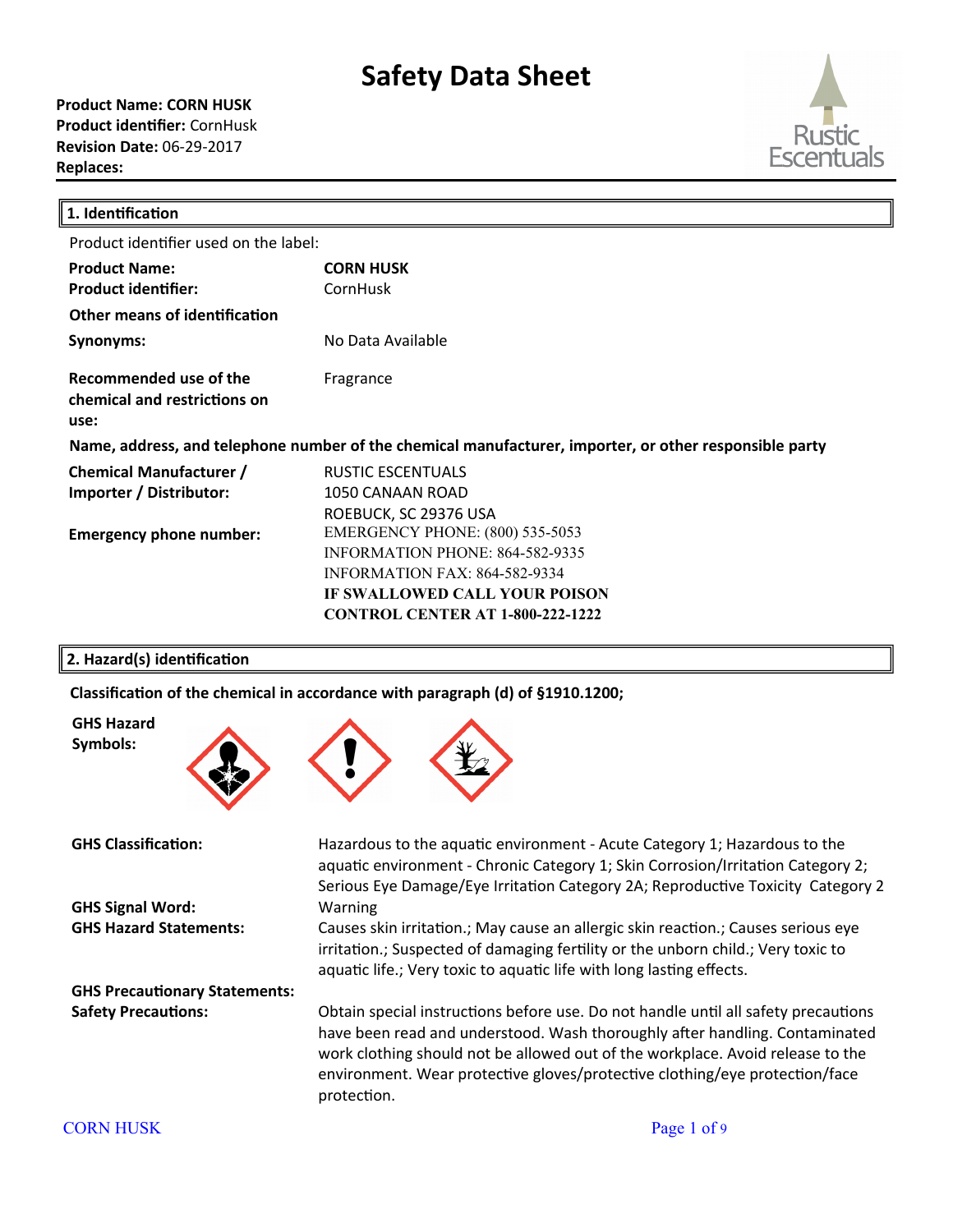# Safety Data Sheet

**Product Name: CORN HUSK**
**Product identifier:** CornHusk
**Revision Date:** 06-29-2017
**Replaces:**

Rustic Escentuals

## 1. Identification

Product identifier used on the label:

| | |
|---|---|
| **Product Name:** | **CORN HUSK** |
| **Product identifier:** | CornHusk |
| **Other means of identification** | |
| **Synonyms:** | No Data Available |
| **Recommended use of the chemical and restrictions on use:** | Fragrance |

**Name, address, and telephone number of the chemical manufacturer, importer, or other responsible party**

| | |
|---|---|
| **Chemical Manufacturer / Importer / Distributor:** | RUSTIC ESCENTUALS<br>1050 CANAAN ROAD<br>ROEBUCK, SC 29376 USA |
| **Emergency phone number:** | EMERGENCY PHONE: (800) 535-5053<br>INFORMATION PHONE: 864-582-9335<br>INFORMATION FAX: 864-582-9334<br>**IF SWALLOWED CALL YOUR POISON CONTROL CENTER AT 1-800-222-1222** |

## 2. Hazard(s) identification

**Classification of the chemical in accordance with paragraph (d) of §1910.1200;**

**GHS Hazard Symbols:**

| | |
|---|---|
| **GHS Classification:** | Hazardous to the aquatic environment - Acute Category 1; Hazardous to the aquatic environment - Chronic Category 1; Skin Corrosion/Irritation Category 2; Serious Eye Damage/Eye Irritation Category 2A; Reproductive Toxicity Category 2 |
| **GHS Signal Word:** | Warning |
| **GHS Hazard Statements:** | Causes skin irritation.; May cause an allergic skin reaction.; Causes serious eye irritation.; Suspected of damaging fertility or the unborn child.; Very toxic to aquatic life.; Very toxic to aquatic life with long lasting effects. |
| **GHS Precautionary Statements:** | |
| **Safety Precautions:** | Obtain special instructions before use. Do not handle until all safety precautions have been read and understood. Wash thoroughly after handling. Contaminated work clothing should not be allowed out of the workplace. Avoid release to the environment. Wear protective gloves/protective clothing/eye protection/face protection. |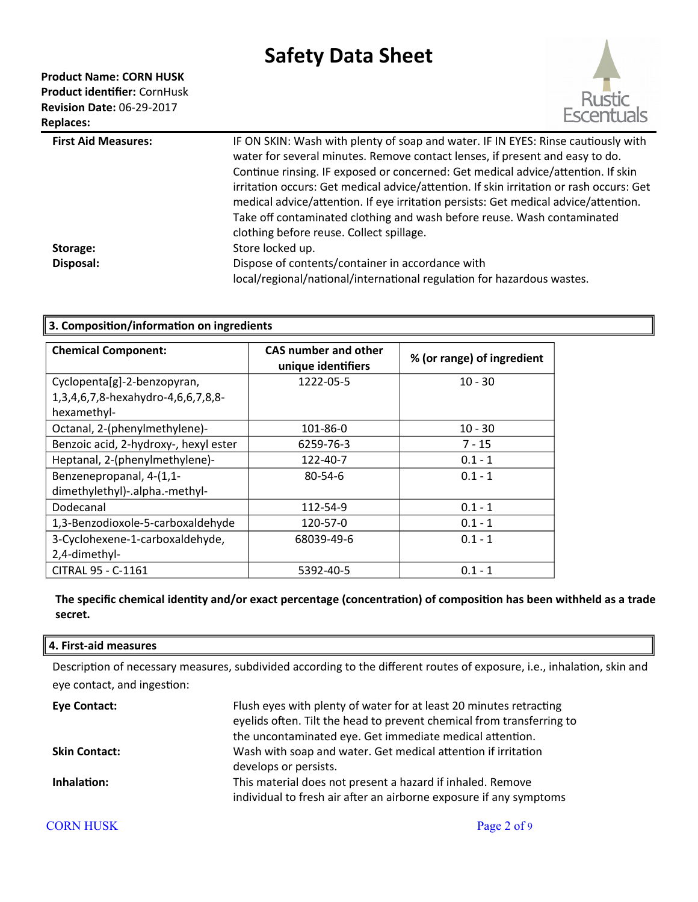**First Aid Measures:** IF ON SKIN: Wash with plenty of soap and water. IF IN EYES: Rinse cautiously with water for several minutes. Remove contact lenses, if present and easy to do. Continue rinsing. IF exposed or concerned: Get medical advice/attention. If skin irritation occurs: Get medical advice/attention. If skin irritation or rash occurs: Get medical advice/attention. If eye irritation persists: Get medical advice/attention. Take off contaminated clothing and wash before reuse. Wash contaminated clothing before reuse. Collect spillage.

**Storage:** Store locked up.

**Disposal:** Dispose of contents/container in accordance with local/regional/national/international regulation for hazardous wastes.

## 3. Composition/information on ingredients

| Chemical Component: | CAS number and other unique identifiers | % (or range) of ingredient |
|---|---|---|
| Cyclopenta[g]-2-benzopyran, 1,3,4,6,7,8-hexahydro-4,6,6,7,8,8-hexamethyl- | 1222-05-5 | 10 - 30 |
| Octanal, 2-(phenylmethylene)- | 101-86-0 | 10 - 30 |
| Benzoic acid, 2-hydroxy-, hexyl ester | 6259-76-3 | 7 - 15 |
| Heptanal, 2-(phenylmethylene)- | 122-40-7 | 0.1 - 1 |
| Benzenepropanal, 4-(1,1-dimethylethyl)-.alpha.-methyl- | 80-54-6 | 0.1 - 1 |
| Dodecanal | 112-54-9 | 0.1 - 1 |
| 1,3-Benzodioxole-5-carboxaldehyde | 120-57-0 | 0.1 - 1 |
| 3-Cyclohexene-1-carboxaldehyde, 2,4-dimethyl- | 68039-49-6 | 0.1 - 1 |
| CITRAL 95 - C-1161 | 5392-40-5 | 0.1 - 1 |

**The specific chemical identity and/or exact percentage (concentration) of composition has been withheld as a trade secret.**

## 4. First-aid measures

Description of necessary measures, subdivided according to the different routes of exposure, i.e., inhalation, skin and eye contact, and ingestion:

**Eye Contact:** Flush eyes with plenty of water for at least 20 minutes retracting eyelids often. Tilt the head to prevent chemical from transferring to the uncontaminated eye. Get immediate medical attention.

**Skin Contact:** Wash with soap and water. Get medical attention if irritation develops or persists.

**Inhalation:** This material does not present a hazard if inhaled. Remove individual to fresh air after an airborne exposure if any symptoms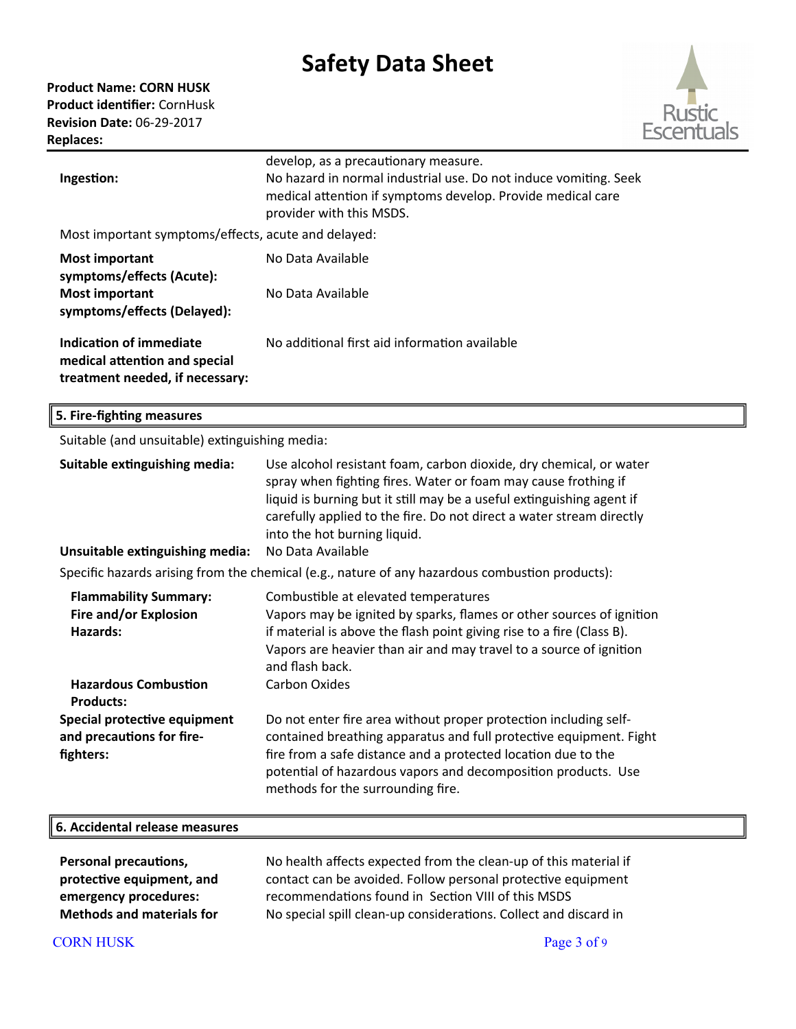| | |
|---|---|
| | develop, as a precautionary measure. |
| **Ingestion:** | No hazard in normal industrial use. Do not induce vomiting. Seek medical attention if symptoms develop. Provide medical care provider with this MSDS. |

Most important symptoms/effects, acute and delayed:

| | |
|---|---|
| **Most important symptoms/effects (Acute):** | No Data Available |
| **Most important symptoms/effects (Delayed):** | No Data Available |
| **Indication of immediate medical attention and special treatment needed, if necessary:** | No additional first aid information available |

## 5. Fire-fighting measures

Suitable (and unsuitable) extinguishing media:

| | |
|---|---|
| **Suitable extinguishing media:** | Use alcohol resistant foam, carbon dioxide, dry chemical, or water spray when fighting fires. Water or foam may cause frothing if liquid is burning but it still may be a useful extinguishing agent if carefully applied to the fire. Do not direct a water stream directly into the hot burning liquid. |
| **Unsuitable extinguishing media:** | No Data Available |

Specific hazards arising from the chemical (e.g., nature of any hazardous combustion products):

| | |
|---|---|
| **Flammability Summary:** | Combustible at elevated temperatures |
| **Fire and/or Explosion Hazards:** | Vapors may be ignited by sparks, flames or other sources of ignition if material is above the flash point giving rise to a fire (Class B). Vapors are heavier than air and may travel to a source of ignition and flash back. |
| **Hazardous Combustion Products:** | Carbon Oxides |
| **Special protective equipment and precautions for fire-fighters:** | Do not enter fire area without proper protection including self-contained breathing apparatus and full protective equipment. Fight fire from a safe distance and a protected location due to the potential of hazardous vapors and decomposition products. Use methods for the surrounding fire. |

## 6. Accidental release measures

| | |
|---|---|
| **Personal precautions, protective equipment, and emergency procedures:** | No health affects expected from the clean-up of this material if contact can be avoided. Follow personal protective equipment recommendations found in Section VIII of this MSDS |
| **Methods and materials for** | No special spill clean-up considerations. Collect and discard in |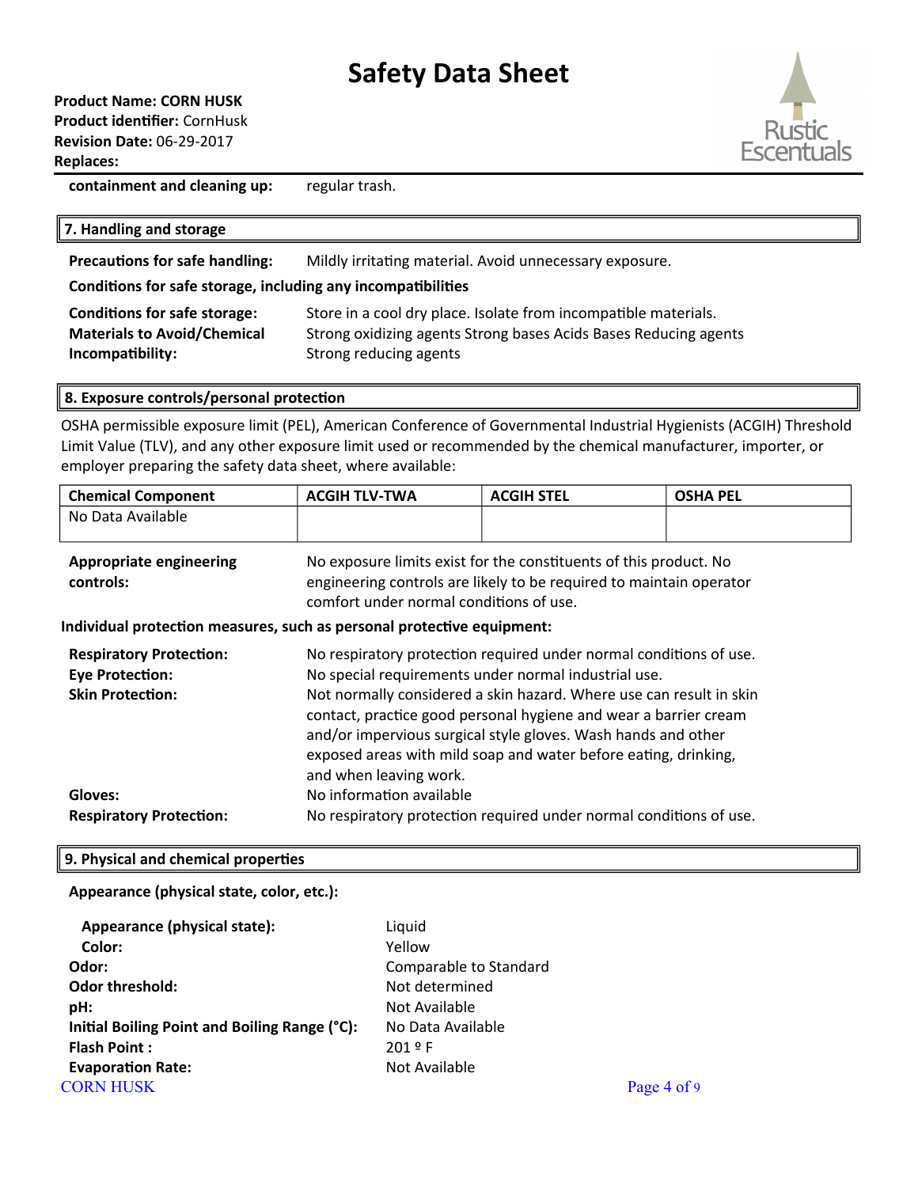**containment and cleaning up:** regular trash.

## 7. Handling and storage

**Precautions for safe handling:** Mildly irritating material. Avoid unnecessary exposure.

**Conditions for safe storage, including any incompatibilities**

**Conditions for safe storage:** Store in a cool dry place. Isolate from incompatible materials.

**Materials to Avoid/Chemical Incompatibility:** Strong oxidizing agents Strong bases Acids Bases Reducing agents Strong reducing agents

## 8. Exposure controls/personal protection

OSHA permissible exposure limit (PEL), American Conference of Governmental Industrial Hygienists (ACGIH) Threshold Limit Value (TLV), and any other exposure limit used or recommended by the chemical manufacturer, importer, or employer preparing the safety data sheet, where available:

| Chemical Component | ACGIH TLV-TWA | ACGIH STEL | OSHA PEL |
|---|---|---|---|
| No Data Available | | | |

**Appropriate engineering controls:** No exposure limits exist for the constituents of this product. No engineering controls are likely to be required to maintain operator comfort under normal conditions of use.

**Individual protection measures, such as personal protective equipment:**

**Respiratory Protection:** No respiratory protection required under normal conditions of use.

**Eye Protection:** No special requirements under normal industrial use.

**Skin Protection:** Not normally considered a skin hazard. Where use can result in skin contact, practice good personal hygiene and wear a barrier cream and/or impervious surgical style gloves. Wash hands and other exposed areas with mild soap and water before eating, drinking, and when leaving work.

**Gloves:** No information available

**Respiratory Protection:** No respiratory protection required under normal conditions of use.

## 9. Physical and chemical properties

**Appearance (physical state, color, etc.):**

**Appearance (physical state):** Liquid

**Color:** Yellow

**Odor:** Comparable to Standard

**Odor threshold:** Not determined

**pH:** Not Available

**Initial Boiling Point and Boiling Range (°C):** No Data Available

**Flash Point :** 201 º F

**Evaporation Rate:** Not Available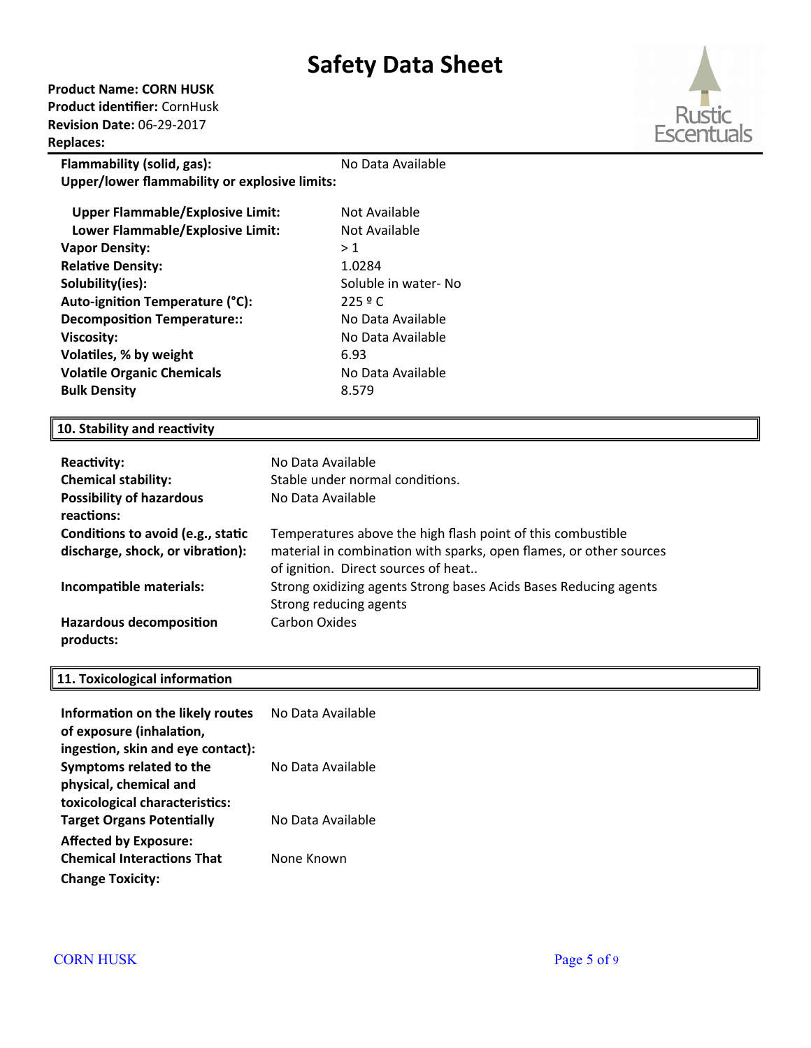| | |
|---|---|
| **Flammability (solid, gas):** | No Data Available |
| **Upper/lower flammability or explosive limits:** | |
| **Upper Flammable/Explosive Limit:** | Not Available |
| **Lower Flammable/Explosive Limit:** | Not Available |
| **Vapor Density:** | > 1 |
| **Relative Density:** | 1.0284 |
| **Solubility(ies):** | Soluble in water- No |
| **Auto-ignition Temperature (°C):** | 225 º C |
| **Decomposition Temperature::** | No Data Available |
| **Viscosity:** | No Data Available |
| **Volatiles, % by weight** | 6.93 |
| **Volatile Organic Chemicals** | No Data Available |
| **Bulk Density** | 8.579 |

## 10. Stability and reactivity

| | |
|---|---|
| **Reactivity:** | No Data Available |
| **Chemical stability:** | Stable under normal conditions. |
| **Possibility of hazardous reactions:** | No Data Available |
| **Conditions to avoid (e.g., static discharge, shock, or vibration):** | Temperatures above the high flash point of this combustible material in combination with sparks, open flames, or other sources of ignition. Direct sources of heat.. |
| **Incompatible materials:** | Strong oxidizing agents Strong bases Acids Bases Reducing agents Strong reducing agents |
| **Hazardous decomposition products:** | Carbon Oxides |

## 11. Toxicological information

| | |
|---|---|
| **Information on the likely routes of exposure (inhalation, ingestion, skin and eye contact):** | No Data Available |
| **Symptoms related to the physical, chemical and toxicological characteristics:** | No Data Available |
| **Target Organs Potentially Affected by Exposure:** | No Data Available |
| **Chemical Interactions That Change Toxicity:** | None Known |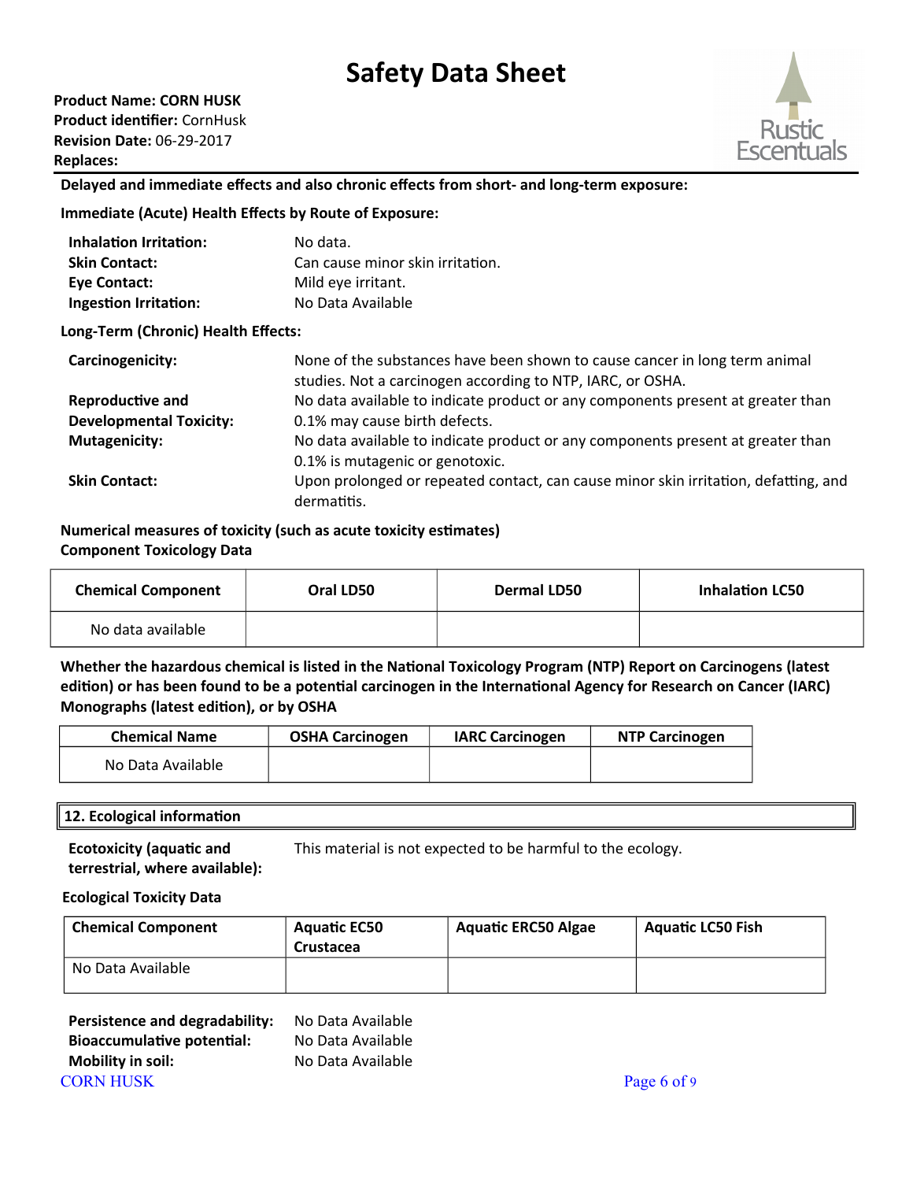**Delayed and immediate effects and also chronic effects from short- and long-term exposure:**

**Immediate (Acute) Health Effects by Route of Exposure:**

**Inhalation Irritation:** No data.
**Skin Contact:** Can cause minor skin irritation.
**Eye Contact:** Mild eye irritant.
**Ingestion Irritation:** No Data Available

**Long-Term (Chronic) Health Effects:**

**Carcinogenicity:** None of the substances have been shown to cause cancer in long term animal studies. Not a carcinogen according to NTP, IARC, or OSHA.
**Reproductive and Developmental Toxicity:** No data available to indicate product or any components present at greater than 0.1% may cause birth defects.
**Mutagenicity:** No data available to indicate product or any components present at greater than 0.1% is mutagenic or genotoxic.
**Skin Contact:** Upon prolonged or repeated contact, can cause minor skin irritation, defatting, and dermatitis.

**Numerical measures of toxicity (such as acute toxicity estimates)**
**Component Toxicology Data**

| Chemical Component | Oral LD50 | Dermal LD50 | Inhalation LC50 |
|---|---|---|---|
| No data available | | | |

**Whether the hazardous chemical is listed in the National Toxicology Program (NTP) Report on Carcinogens (latest edition) or has been found to be a potential carcinogen in the International Agency for Research on Cancer (IARC) Monographs (latest edition), or by OSHA**

| Chemical Name | OSHA Carcinogen | IARC Carcinogen | NTP Carcinogen |
|---|---|---|---|
| No Data Available | | | |

## 12. Ecological information

**Ecotoxicity (aquatic and terrestrial, where available):** This material is not expected to be harmful to the ecology.

**Ecological Toxicity Data**

| Chemical Component | Aquatic EC50 Crustacea | Aquatic ERC50 Algae | Aquatic LC50 Fish |
|---|---|---|---|
| No Data Available | | | |

**Persistence and degradability:** No Data Available
**Bioaccumulative potential:** No Data Available
**Mobility in soil:** No Data Available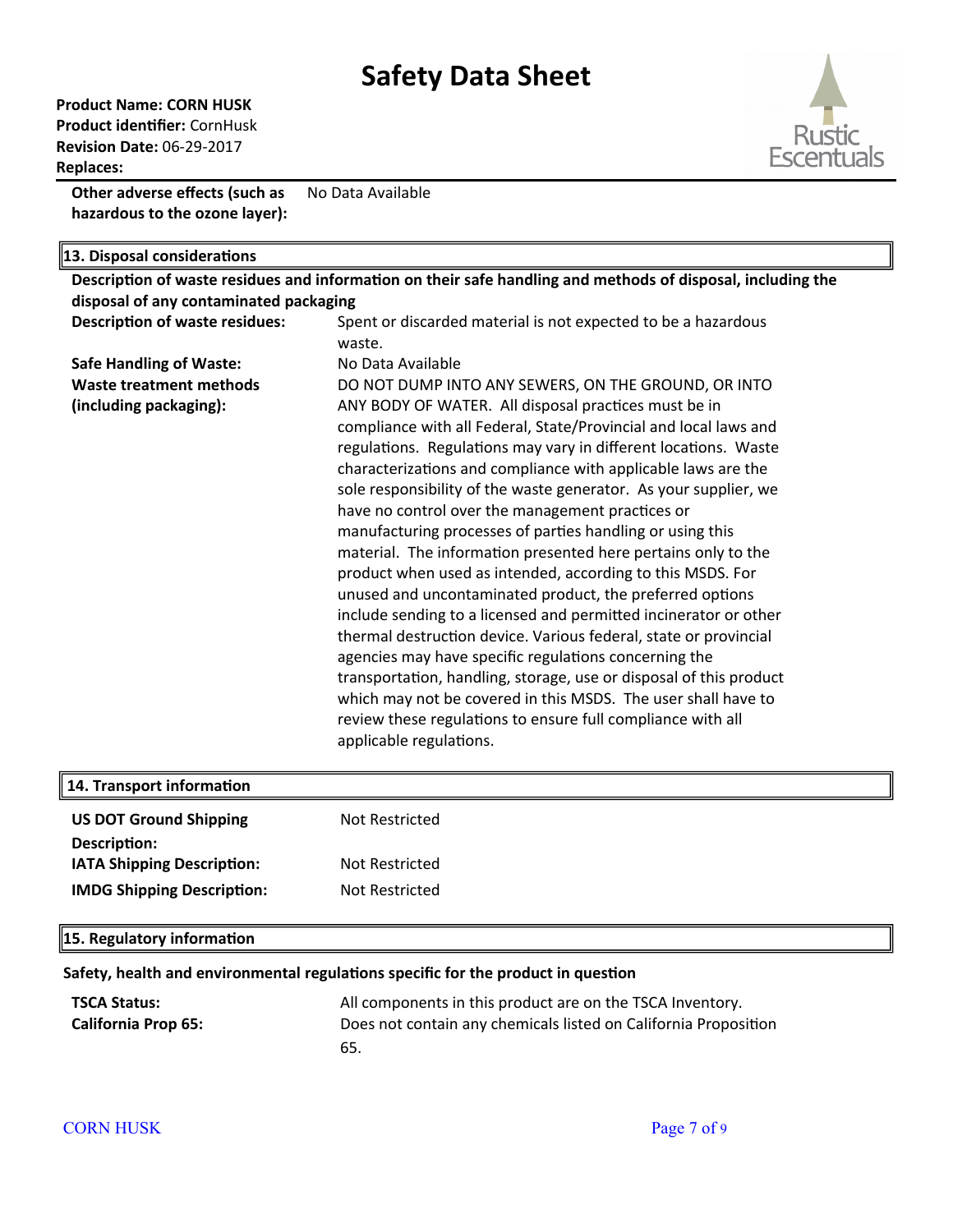**Other adverse effects (such as hazardous to the ozone layer):** No Data Available

## 13. Disposal considerations

**Description of waste residues and information on their safe handling and methods of disposal, including the disposal of any contaminated packaging**

| | |
|---|---|
| **Description of waste residues:** | Spent or discarded material is not expected to be a hazardous waste. |
| **Safe Handling of Waste:** | No Data Available |
| **Waste treatment methods (including packaging):** | DO NOT DUMP INTO ANY SEWERS, ON THE GROUND, OR INTO ANY BODY OF WATER. All disposal practices must be in compliance with all Federal, State/Provincial and local laws and regulations. Regulations may vary in different locations. Waste characterizations and compliance with applicable laws are the sole responsibility of the waste generator. As your supplier, we have no control over the management practices or manufacturing processes of parties handling or using this material. The information presented here pertains only to the product when used as intended, according to this MSDS. For unused and uncontaminated product, the preferred options include sending to a licensed and permitted incinerator or other thermal destruction device. Various federal, state or provincial agencies may have specific regulations concerning the transportation, handling, storage, use or disposal of this product which may not be covered in this MSDS. The user shall have to review these regulations to ensure full compliance with all applicable regulations. |

## 14. Transport information

| | |
|---|---|
| **US DOT Ground Shipping Description:** | Not Restricted |
| **IATA Shipping Description:** | Not Restricted |
| **IMDG Shipping Description:** | Not Restricted |

## 15. Regulatory information

**Safety, health and environmental regulations specific for the product in question**

| | |
|---|---|
| **TSCA Status:** | All components in this product are on the TSCA Inventory. |
| **California Prop 65:** | Does not contain any chemicals listed on California Proposition 65. |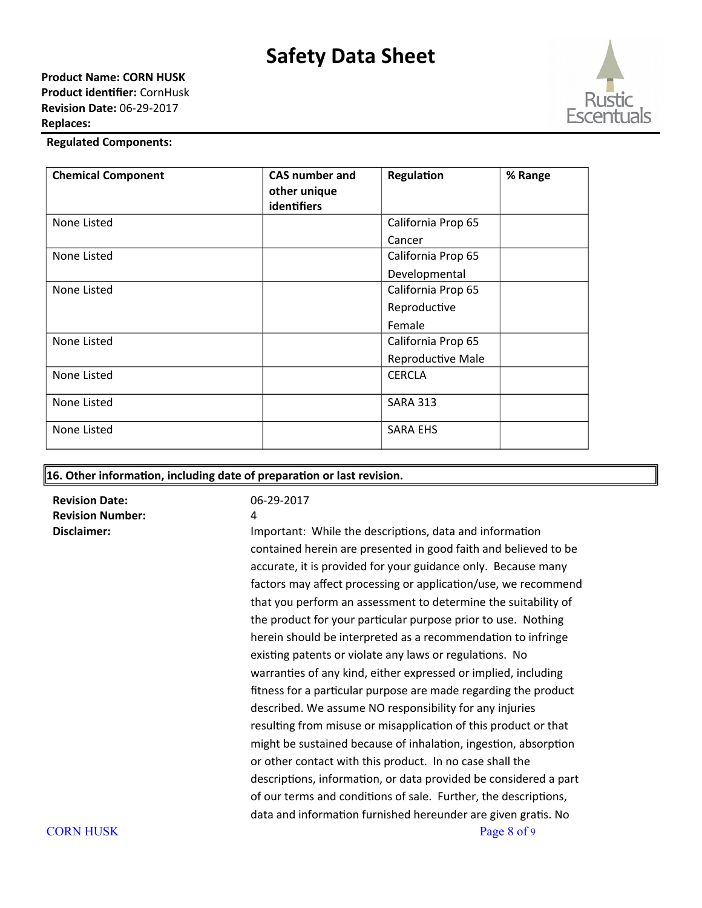**Regulated Components:**

| Chemical Component | CAS number and other unique identifiers | Regulation | % Range |
| --- | --- | --- | --- |
| None Listed | | California Prop 65 Cancer | |
| None Listed | | California Prop 65 Developmental | |
| None Listed | | California Prop 65 Reproductive Female | |
| None Listed | | California Prop 65 Reproductive Male | |
| None Listed | | CERCLA | |
| None Listed | | SARA 313 | |
| None Listed | | SARA EHS | |

## 16. Other information, including date of preparation or last revision.

**Revision Date:** 06-29-2017

**Revision Number:** 4

**Disclaimer:** Important: While the descriptions, data and information contained herein are presented in good faith and believed to be accurate, it is provided for your guidance only. Because many factors may affect processing or application/use, we recommend that you perform an assessment to determine the suitability of the product for your particular purpose prior to use. Nothing herein should be interpreted as a recommendation to infringe existing patents or violate any laws or regulations. No warranties of any kind, either expressed or implied, including fitness for a particular purpose are made regarding the product described. We assume NO responsibility for any injuries resulting from misuse or misapplication of this product or that might be sustained because of inhalation, ingestion, absorption or other contact with this product. In no case shall the descriptions, information, or data provided be considered a part of our terms and conditions of sale. Further, the descriptions, data and information furnished hereunder are given gratis. No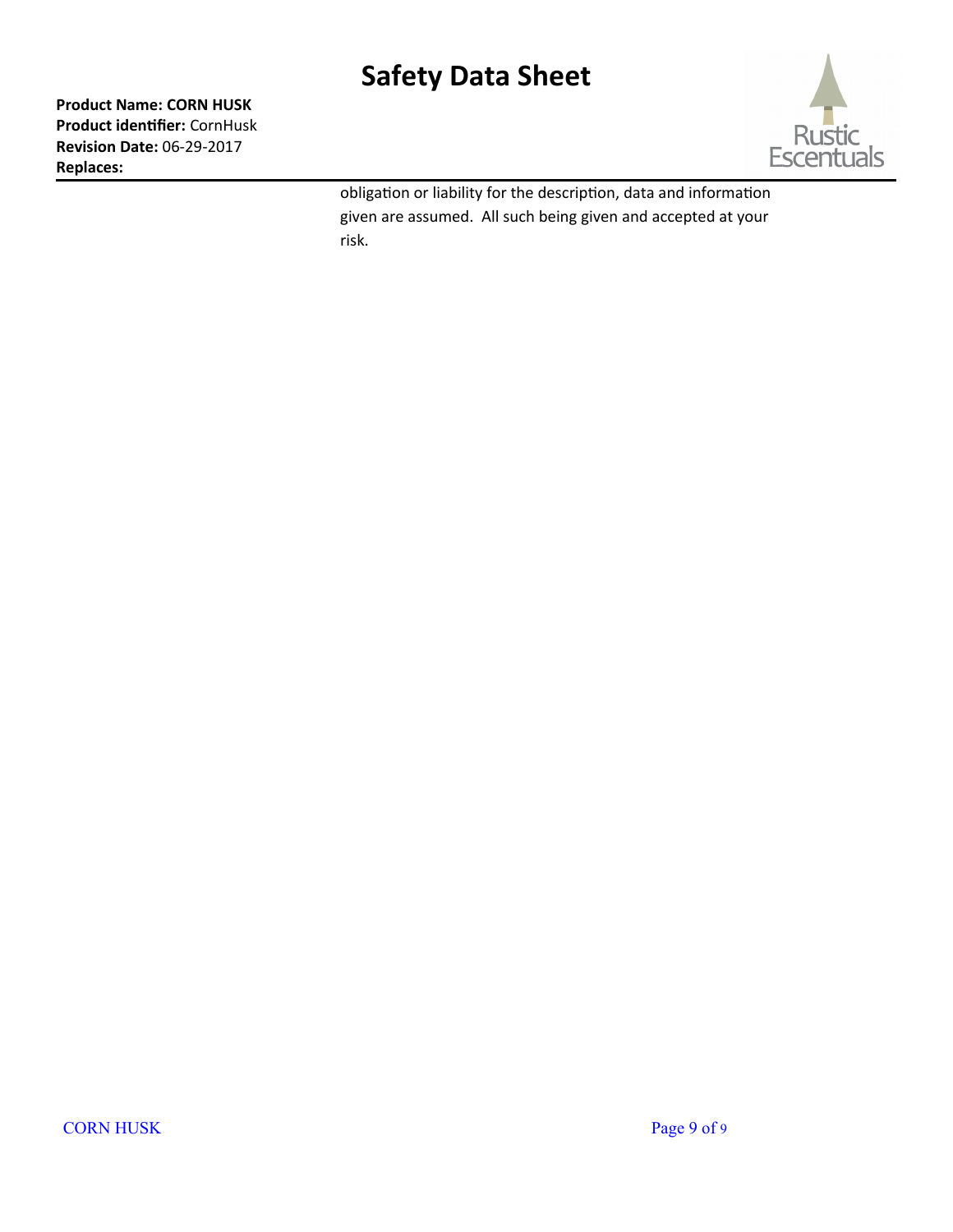obligation or liability for the description, data and information given are assumed. All such being given and accepted at your risk.